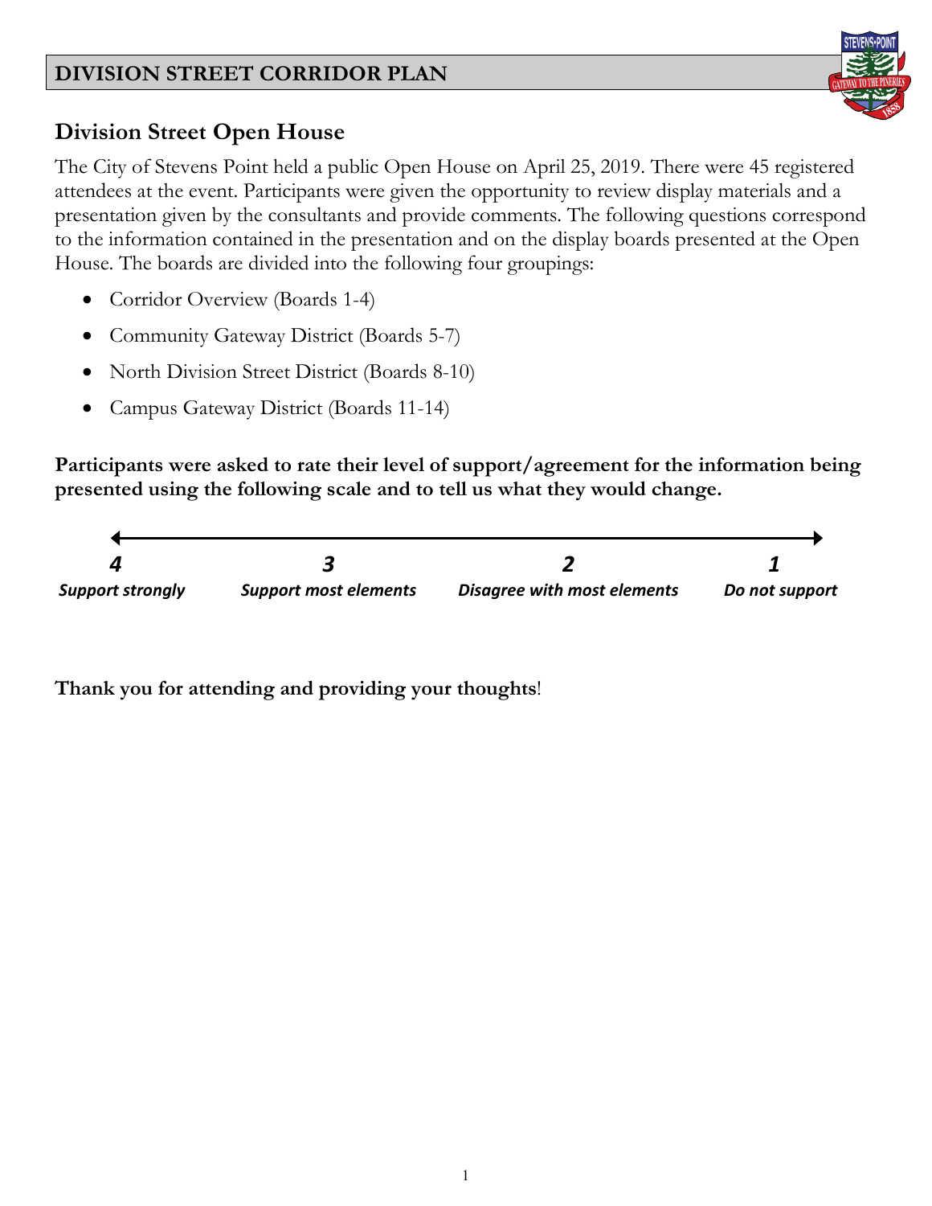# DIVISION STREET CORRIDOR PLAN

## Division Street Open House

The City of Stevens Point held a public Open House on April 25, 2019. There were 45 registered attendees at the event. Participants were given the opportunity to review display materials and a presentation given by the consultants and provide comments. The following questions correspond to the information contained in the presentation and on the display boards presented at the Open House. The boards are divided into the following four groupings:

- Corridor Overview (Boards 1-4)
- Community Gateway District (Boards 5-7)
- North Division Street District (Boards 8-10)
- Campus Gateway District (Boards 11-14)

**Participants were asked to rate their level of support/agreement for the information being presented using the following scale and to tell us what they would change.**

| ***4*** | ***3*** | ***2*** | ***1*** |
|---|---|---|---|
| ***Support strongly*** | ***Support most elements*** | ***Disagree with most elements*** | ***Do not support*** |

**Thank you for attending and providing your thoughts**!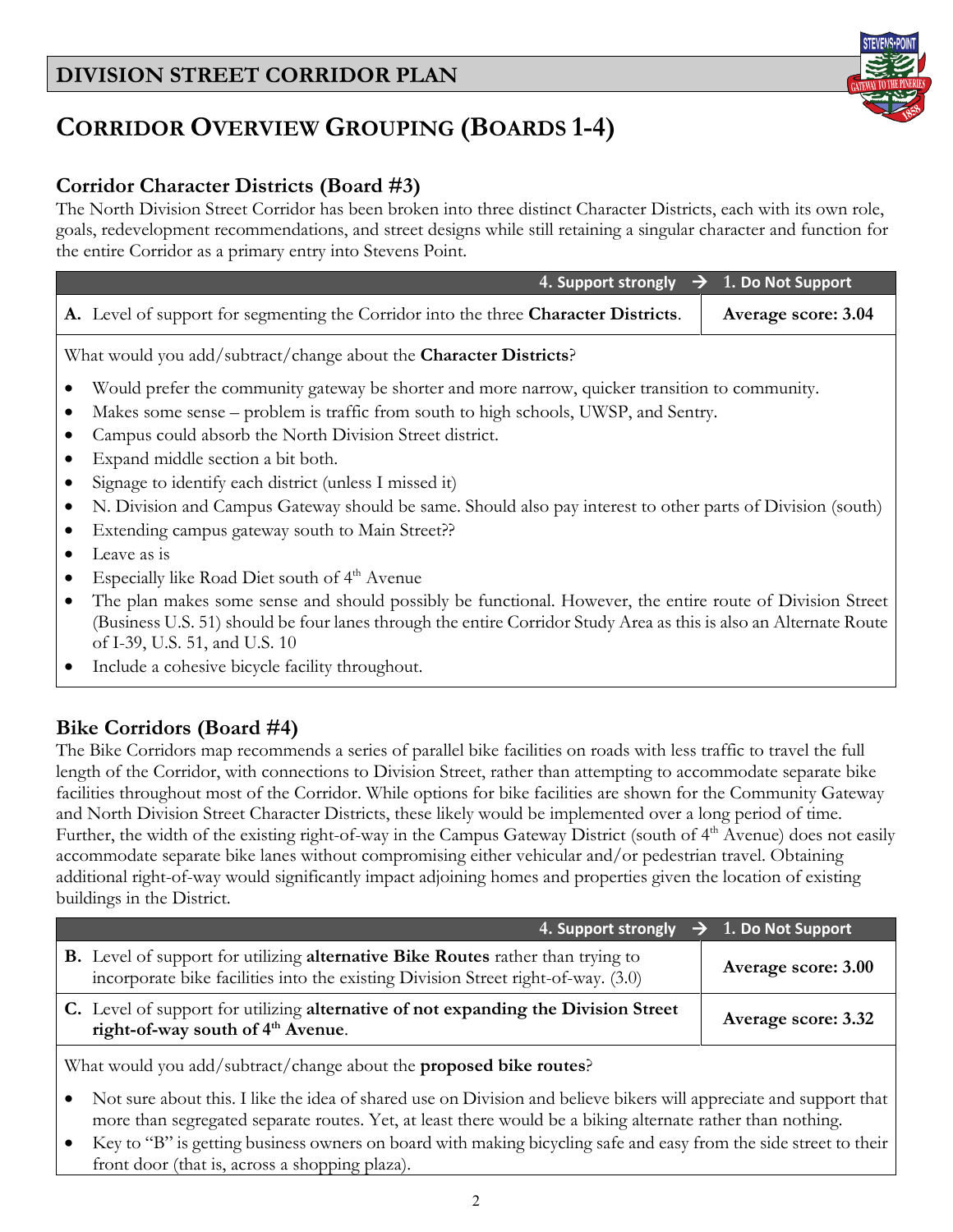# DIVISION STREET CORRIDOR PLAN

## CORRIDOR OVERVIEW GROUPING (BOARDS 1-4)

### Corridor Character Districts (Board #3)

The North Division Street Corridor has been broken into three distinct Character Districts, each with its own role, goals, redevelopment recommendations, and street designs while still retaining a singular character and function for the entire Corridor as a primary entry into Stevens Point.

| 4. Support strongly → | 1. Do Not Support |
|---|---|
| **A.** Level of support for segmenting the Corridor into the three **Character Districts**. | **Average score: 3.04** |

What would you add/subtract/change about the **Character Districts**?

- Would prefer the community gateway be shorter and more narrow, quicker transition to community.
- Makes some sense – problem is traffic from south to high schools, UWSP, and Sentry.
- Campus could absorb the North Division Street district.
- Expand middle section a bit both.
- Signage to identify each district (unless I missed it)
- N. Division and Campus Gateway should be same. Should also pay interest to other parts of Division (south)
- Extending campus gateway south to Main Street??
- Leave as is
- Especially like Road Diet south of 4th Avenue
- The plan makes some sense and should possibly be functional. However, the entire route of Division Street (Business U.S. 51) should be four lanes through the entire Corridor Study Area as this is also an Alternate Route of I-39, U.S. 51, and U.S. 10
- Include a cohesive bicycle facility throughout.

### Bike Corridors (Board #4)

The Bike Corridors map recommends a series of parallel bike facilities on roads with less traffic to travel the full length of the Corridor, with connections to Division Street, rather than attempting to accommodate separate bike facilities throughout most of the Corridor. While options for bike facilities are shown for the Community Gateway and North Division Street Character Districts, these likely would be implemented over a long period of time. Further, the width of the existing right-of-way in the Campus Gateway District (south of 4th Avenue) does not easily accommodate separate bike lanes without compromising either vehicular and/or pedestrian travel. Obtaining additional right-of-way would significantly impact adjoining homes and properties given the location of existing buildings in the District.

| 4. Support strongly → | 1. Do Not Support |
|---|---|
| **B.** Level of support for utilizing **alternative Bike Routes** rather than trying to incorporate bike facilities into the existing Division Street right-of-way. (3.0) | **Average score: 3.00** |
| **C.** Level of support for utilizing **alternative of not expanding the Division Street right-of-way south of 4th Avenue**. | **Average score: 3.32** |

What would you add/subtract/change about the **proposed bike routes**?

- Not sure about this. I like the idea of shared use on Division and believe bikers will appreciate and support that more than segregated separate routes. Yet, at least there would be a biking alternate rather than nothing.
- Key to "B" is getting business owners on board with making bicycling safe and easy from the side street to their front door (that is, across a shopping plaza).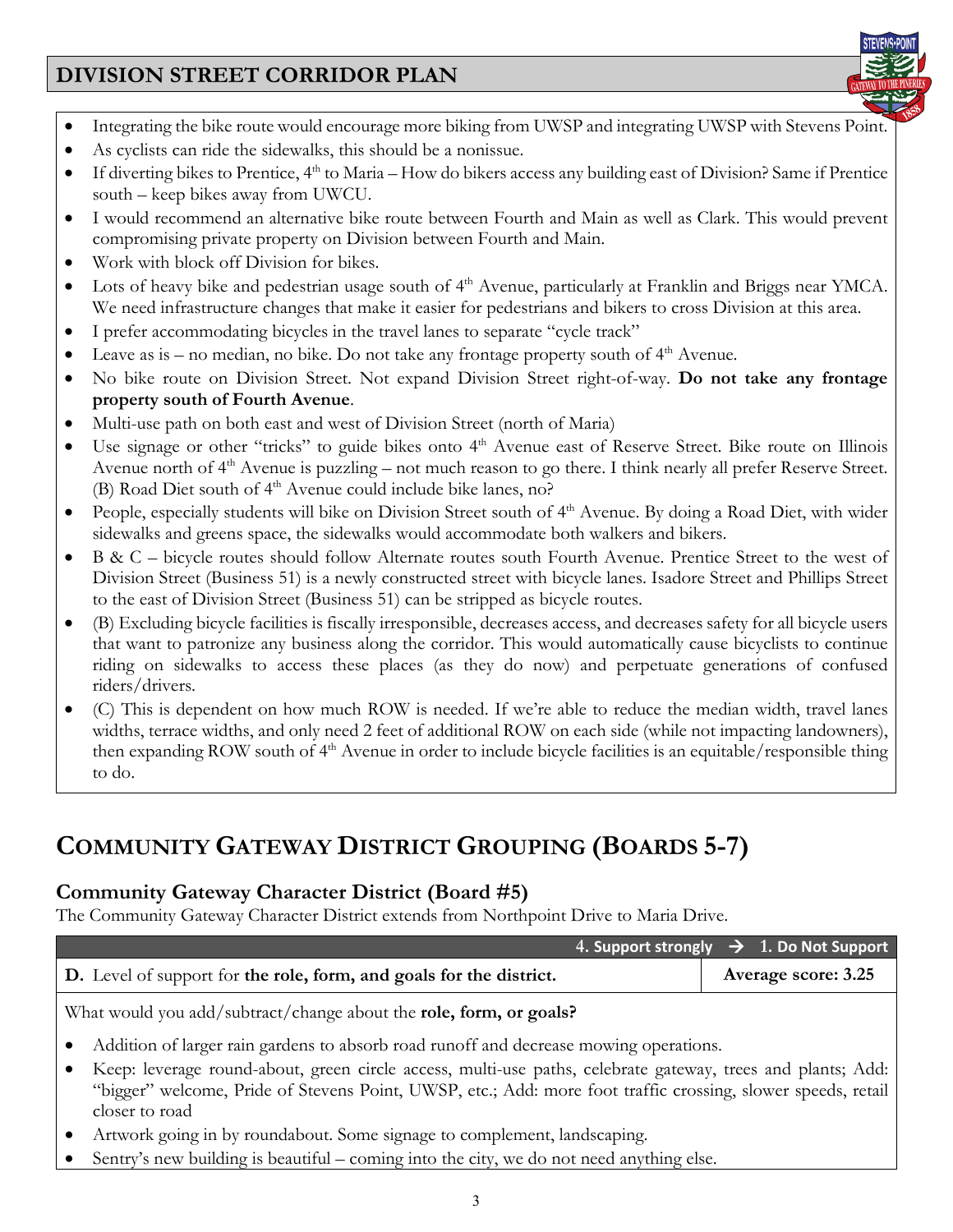- Integrating the bike route would encourage more biking from UWSP and integrating UWSP with Stevens Point.
- As cyclists can ride the sidewalks, this should be a nonissue.
- If diverting bikes to Prentice, 4th to Maria – How do bikers access any building east of Division? Same if Prentice south – keep bikes away from UWCU.
- I would recommend an alternative bike route between Fourth and Main as well as Clark. This would prevent compromising private property on Division between Fourth and Main.
- Work with block off Division for bikes.
- Lots of heavy bike and pedestrian usage south of 4th Avenue, particularly at Franklin and Briggs near YMCA. We need infrastructure changes that make it easier for pedestrians and bikers to cross Division at this area.
- I prefer accommodating bicycles in the travel lanes to separate "cycle track"
- Leave as is – no median, no bike. Do not take any frontage property south of 4th Avenue.
- No bike route on Division Street. Not expand Division Street right-of-way. **Do not take any frontage property south of Fourth Avenue**.
- Multi-use path on both east and west of Division Street (north of Maria)
- Use signage or other "tricks" to guide bikes onto 4th Avenue east of Reserve Street. Bike route on Illinois Avenue north of 4th Avenue is puzzling – not much reason to go there. I think nearly all prefer Reserve Street. (B) Road Diet south of 4th Avenue could include bike lanes, no?
- People, especially students will bike on Division Street south of 4th Avenue. By doing a Road Diet, with wider sidewalks and greens space, the sidewalks would accommodate both walkers and bikers.
- B & C – bicycle routes should follow Alternate routes south Fourth Avenue. Prentice Street to the west of Division Street (Business 51) is a newly constructed street with bicycle lanes. Isadore Street and Phillips Street to the east of Division Street (Business 51) can be stripped as bicycle routes.
- (B) Excluding bicycle facilities is fiscally irresponsible, decreases access, and decreases safety for all bicycle users that want to patronize any business along the corridor. This would automatically cause bicyclists to continue riding on sidewalks to access these places (as they do now) and perpetuate generations of confused riders/drivers.
- (C) This is dependent on how much ROW is needed. If we're able to reduce the median width, travel lanes widths, terrace widths, and only need 2 feet of additional ROW on each side (while not impacting landowners), then expanding ROW south of 4th Avenue in order to include bicycle facilities is an equitable/responsible thing to do.

# COMMUNITY GATEWAY DISTRICT GROUPING (BOARDS 5-7)

## Community Gateway Character District (Board #5)

The Community Gateway Character District extends from Northpoint Drive to Maria Drive.

| | 4. Support strongly → 1. Do Not Support |
|---|---|
| **D.** Level of support for **the role, form, and goals for the district.** | **Average score: 3.25** |

What would you add/subtract/change about the **role, form, or goals?**

- Addition of larger rain gardens to absorb road runoff and decrease mowing operations.
- Keep: leverage round-about, green circle access, multi-use paths, celebrate gateway, trees and plants; Add: "bigger" welcome, Pride of Stevens Point, UWSP, etc.; Add: more foot traffic crossing, slower speeds, retail closer to road
- Artwork going in by roundabout. Some signage to complement, landscaping.
- Sentry's new building is beautiful – coming into the city, we do not need anything else.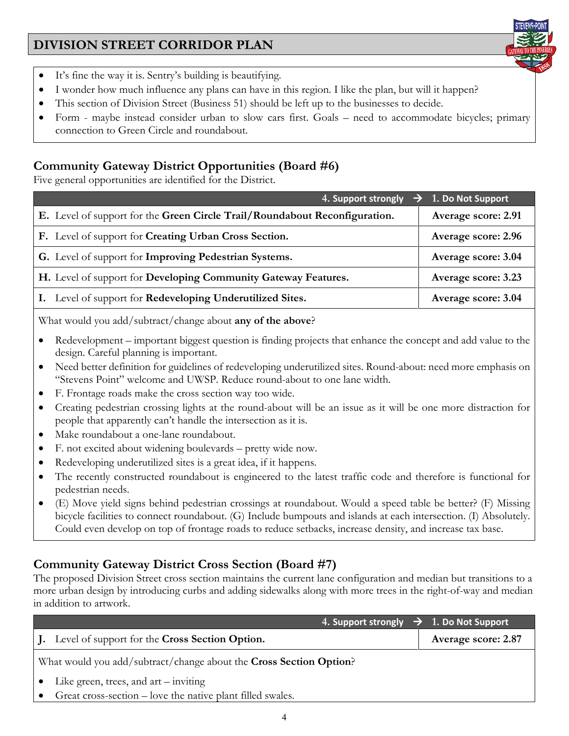- It's fine the way it is. Sentry's building is beautifying.
- I wonder how much influence any plans can have in this region. I like the plan, but will it happen?
- This section of Division Street (Business 51) should be left up to the businesses to decide.
- Form - maybe instead consider urban to slow cars first. Goals – need to accommodate bicycles; primary connection to Green Circle and roundabout.

## Community Gateway District Opportunities (Board #6)

Five general opportunities are identified for the District.

| | 4. Support strongly → 1. Do Not Support |
|---|---|
| **E.** Level of support for the **Green Circle Trail/Roundabout Reconfiguration.** | **Average score: 2.91** |
| **F.** Level of support for **Creating Urban Cross Section.** | **Average score: 2.96** |
| **G.** Level of support for **Improving Pedestrian Systems.** | **Average score: 3.04** |
| **H.** Level of support for **Developing Community Gateway Features.** | **Average score: 3.23** |
| **I.** Level of support for **Redeveloping Underutilized Sites.** | **Average score: 3.04** |

What would you add/subtract/change about **any of the above**?

- Redevelopment – important biggest question is finding projects that enhance the concept and add value to the design. Careful planning is important.
- Need better definition for guidelines of redeveloping underutilized sites. Round-about: need more emphasis on "Stevens Point" welcome and UWSP. Reduce round-about to one lane width.
- F. Frontage roads make the cross section way too wide.
- Creating pedestrian crossing lights at the round-about will be an issue as it will be one more distraction for people that apparently can't handle the intersection as it is.
- Make roundabout a one-lane roundabout.
- F. not excited about widening boulevards – pretty wide now.
- Redeveloping underutilized sites is a great idea, if it happens.
- The recently constructed roundabout is engineered to the latest traffic code and therefore is functional for pedestrian needs.
- (E) Move yield signs behind pedestrian crossings at roundabout. Would a speed table be better? (F) Missing bicycle facilities to connect roundabout. (G) Include bumpouts and islands at each intersection. (I) Absolutely. Could even develop on top of frontage roads to reduce setbacks, increase density, and increase tax base.

## Community Gateway District Cross Section (Board #7)

The proposed Division Street cross section maintains the current lane configuration and median but transitions to a more urban design by introducing curbs and adding sidewalks along with more trees in the right-of-way and median in addition to artwork.

| | 4. Support strongly → 1. Do Not Support |
|---|---|
| **J.** Level of support for the **Cross Section Option.** | **Average score: 2.87** |

What would you add/subtract/change about the **Cross Section Option**?

- Like green, trees, and art – inviting
- Great cross-section – love the native plant filled swales.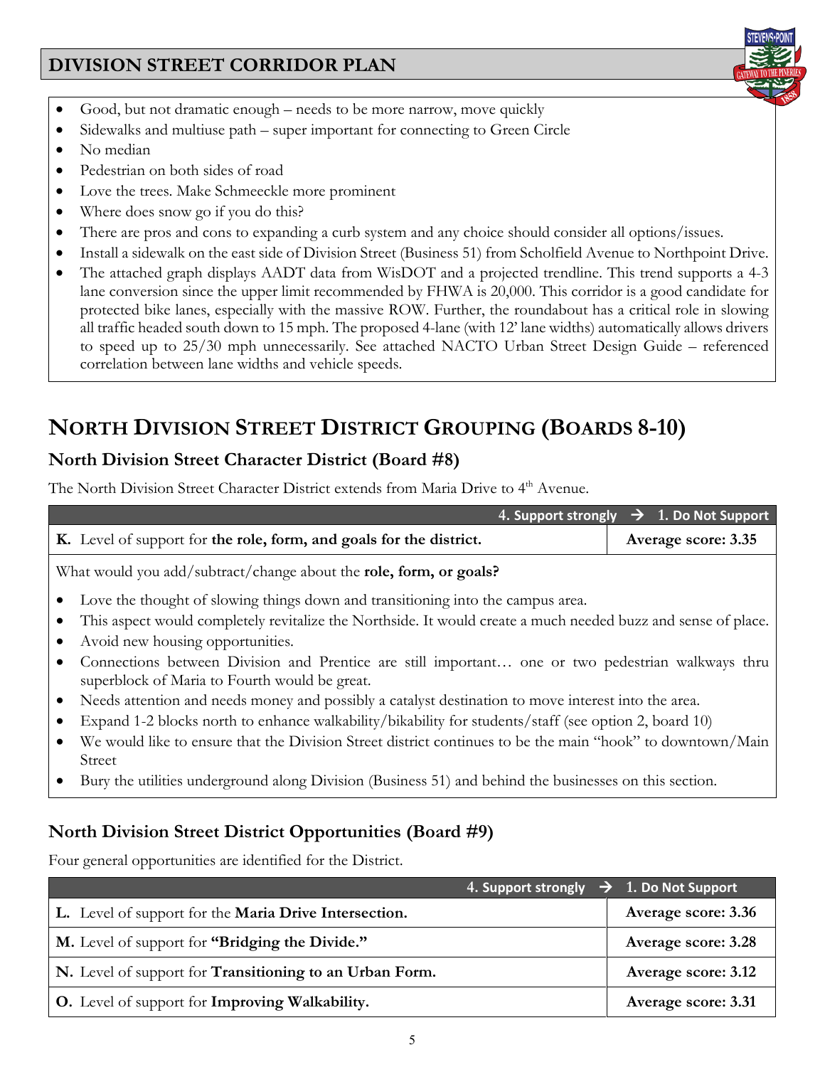- Good, but not dramatic enough – needs to be more narrow, move quickly
- Sidewalks and multiuse path – super important for connecting to Green Circle
- No median
- Pedestrian on both sides of road
- Love the trees. Make Schmeeckle more prominent
- Where does snow go if you do this?
- There are pros and cons to expanding a curb system and any choice should consider all options/issues.
- Install a sidewalk on the east side of Division Street (Business 51) from Scholfield Avenue to Northpoint Drive.
- The attached graph displays AADT data from WisDOT and a projected trendline. This trend supports a 4-3 lane conversion since the upper limit recommended by FHWA is 20,000. This corridor is a good candidate for protected bike lanes, especially with the massive ROW. Further, the roundabout has a critical role in slowing all traffic headed south down to 15 mph. The proposed 4-lane (with 12' lane widths) automatically allows drivers to speed up to 25/30 mph unnecessarily. See attached NACTO Urban Street Design Guide – referenced correlation between lane widths and vehicle speeds.

# North Division Street District Grouping (Boards 8-10)

## North Division Street Character District (Board #8)

The North Division Street Character District extends from Maria Drive to 4th Avenue.

| | 4. Support strongly → 1. Do Not Support |
|---|---|
| **K.** Level of support for **the role, form, and goals for the district.** | **Average score: 3.35** |

What would you add/subtract/change about the **role, form, or goals?**

- Love the thought of slowing things down and transitioning into the campus area.
- This aspect would completely revitalize the Northside. It would create a much needed buzz and sense of place.
- Avoid new housing opportunities.
- Connections between Division and Prentice are still important… one or two pedestrian walkways thru superblock of Maria to Fourth would be great.
- Needs attention and needs money and possibly a catalyst destination to move interest into the area.
- Expand 1-2 blocks north to enhance walkability/bikability for students/staff (see option 2, board 10)
- We would like to ensure that the Division Street district continues to be the main "hook" to downtown/Main Street
- Bury the utilities underground along Division (Business 51) and behind the businesses on this section.

## North Division Street District Opportunities (Board #9)

Four general opportunities are identified for the District.

| | 4. Support strongly → 1. Do Not Support |
|---|---|
| **L.** Level of support for the **Maria Drive Intersection.** | **Average score: 3.36** |
| **M.** Level of support for **"Bridging the Divide."** | **Average score: 3.28** |
| **N.** Level of support for **Transitioning to an Urban Form.** | **Average score: 3.12** |
| **O.** Level of support for **Improving Walkability.** | **Average score: 3.31** |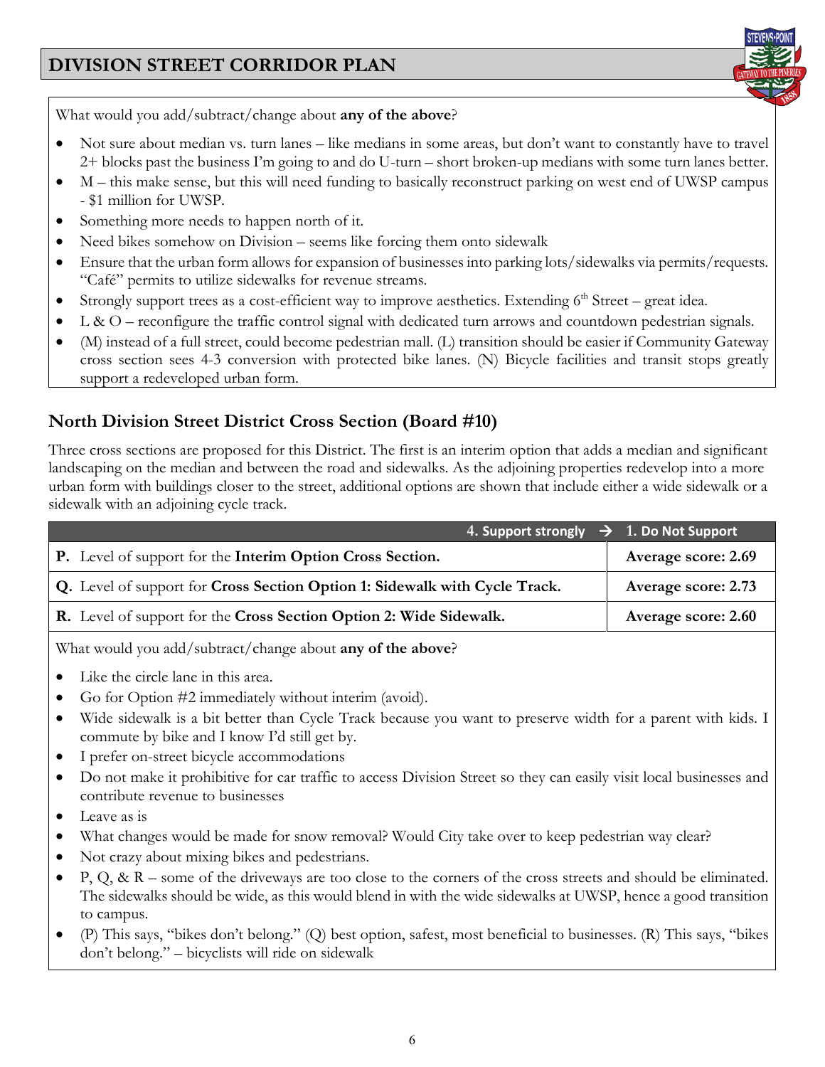What would you add/subtract/change about **any of the above**?

- Not sure about median vs. turn lanes – like medians in some areas, but don't want to constantly have to travel 2+ blocks past the business I'm going to and do U-turn – short broken-up medians with some turn lanes better.
- M – this make sense, but this will need funding to basically reconstruct parking on west end of UWSP campus - $1 million for UWSP.
- Something more needs to happen north of it.
- Need bikes somehow on Division – seems like forcing them onto sidewalk
- Ensure that the urban form allows for expansion of businesses into parking lots/sidewalks via permits/requests. "Café" permits to utilize sidewalks for revenue streams.
- Strongly support trees as a cost-efficient way to improve aesthetics. Extending 6th Street – great idea.
- L & O – reconfigure the traffic control signal with dedicated turn arrows and countdown pedestrian signals.
- (M) instead of a full street, could become pedestrian mall. (L) transition should be easier if Community Gateway cross section sees 4-3 conversion with protected bike lanes. (N) Bicycle facilities and transit stops greatly support a redeveloped urban form.

## North Division Street District Cross Section (Board #10)

Three cross sections are proposed for this District. The first is an interim option that adds a median and significant landscaping on the median and between the road and sidewalks. As the adjoining properties redevelop into a more urban form with buildings closer to the street, additional options are shown that include either a wide sidewalk or a sidewalk with an adjoining cycle track.

| 4. Support strongly → | 1. Do Not Support |
|---|---|
| **P.** Level of support for the **Interim Option Cross Section.** | **Average score: 2.69** |
| **Q.** Level of support for **Cross Section Option 1: Sidewalk with Cycle Track.** | **Average score: 2.73** |
| **R.** Level of support for the **Cross Section Option 2: Wide Sidewalk.** | **Average score: 2.60** |

What would you add/subtract/change about **any of the above**?

- Like the circle lane in this area.
- Go for Option #2 immediately without interim (avoid).
- Wide sidewalk is a bit better than Cycle Track because you want to preserve width for a parent with kids. I commute by bike and I know I'd still get by.
- I prefer on-street bicycle accommodations
- Do not make it prohibitive for car traffic to access Division Street so they can easily visit local businesses and contribute revenue to businesses
- Leave as is
- What changes would be made for snow removal? Would City take over to keep pedestrian way clear?
- Not crazy about mixing bikes and pedestrians.
- P, Q, & R – some of the driveways are too close to the corners of the cross streets and should be eliminated. The sidewalks should be wide, as this would blend in with the wide sidewalks at UWSP, hence a good transition to campus.
- (P) This says, "bikes don't belong." (Q) best option, safest, most beneficial to businesses. (R) This says, "bikes don't belong." – bicyclists will ride on sidewalk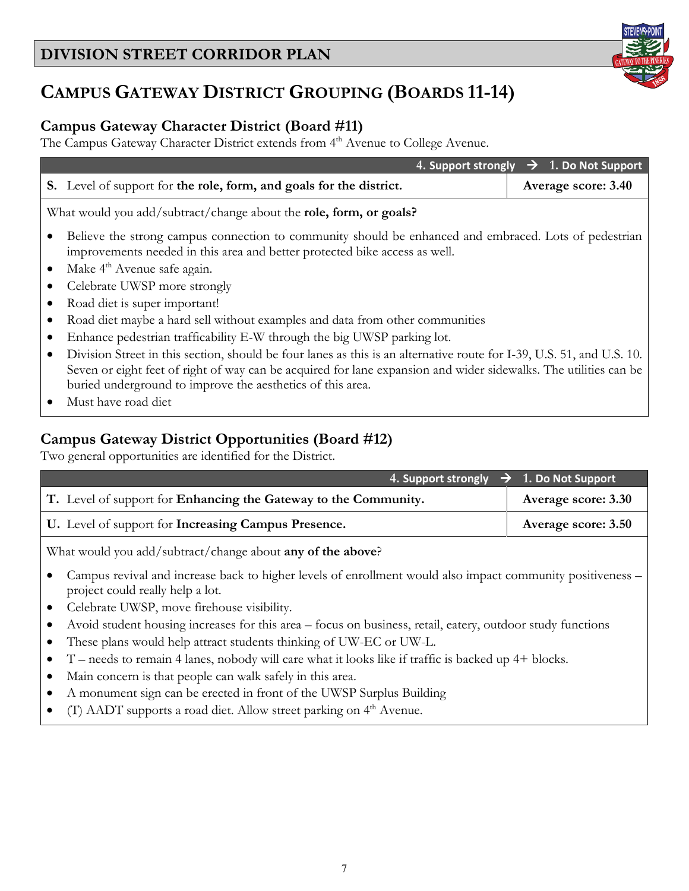# CAMPUS GATEWAY DISTRICT GROUPING (BOARDS 11-14)

## Campus Gateway Character District (Board #11)

The Campus Gateway Character District extends from 4th Avenue to College Avenue.

| | 4. Support strongly → 1. Do Not Support |
|---|---|
| **S.** Level of support for **the role, form, and goals for the district.** | **Average score: 3.40** |

What would you add/subtract/change about the **role, form, or goals?**

- Believe the strong campus connection to community should be enhanced and embraced. Lots of pedestrian improvements needed in this area and better protected bike access as well.
- Make 4th Avenue safe again.
- Celebrate UWSP more strongly
- Road diet is super important!
- Road diet maybe a hard sell without examples and data from other communities
- Enhance pedestrian trafficability E-W through the big UWSP parking lot.
- Division Street in this section, should be four lanes as this is an alternative route for I-39, U.S. 51, and U.S. 10. Seven or eight feet of right of way can be acquired for lane expansion and wider sidewalks. The utilities can be buried underground to improve the aesthetics of this area.
- Must have road diet

## Campus Gateway District Opportunities (Board #12)

Two general opportunities are identified for the District.

| | 4. Support strongly → 1. Do Not Support |
|---|---|
| **T.** Level of support for **Enhancing the Gateway to the Community.** | **Average score: 3.30** |
| **U.** Level of support for **Increasing Campus Presence.** | **Average score: 3.50** |

What would you add/subtract/change about **any of the above**?

- Campus revival and increase back to higher levels of enrollment would also impact community positiveness – project could really help a lot.
- Celebrate UWSP, move firehouse visibility.
- Avoid student housing increases for this area – focus on business, retail, eatery, outdoor study functions
- These plans would help attract students thinking of UW-EC or UW-L.
- T – needs to remain 4 lanes, nobody will care what it looks like if traffic is backed up 4+ blocks.
- Main concern is that people can walk safely in this area.
- A monument sign can be erected in front of the UWSP Surplus Building
- (T) AADT supports a road diet. Allow street parking on 4th Avenue.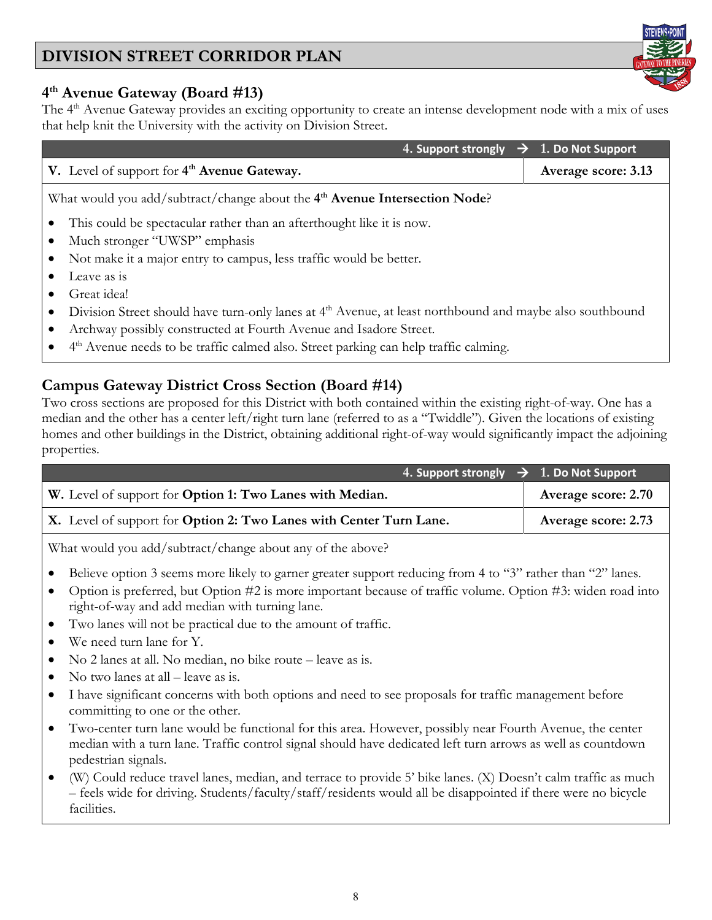## 4th Avenue Gateway (Board #13)

The 4th Avenue Gateway provides an exciting opportunity to create an intense development node with a mix of uses that help knit the University with the activity on Division Street.

| 4. Support strongly → | 1. Do Not Support |
|---|---|
| **V.** Level of support for **4th Avenue Gateway.** | **Average score: 3.13** |

What would you add/subtract/change about the **4th Avenue Intersection Node**?

- This could be spectacular rather than an afterthought like it is now.
- Much stronger "UWSP" emphasis
- Not make it a major entry to campus, less traffic would be better.
- Leave as is
- Great idea!
- Division Street should have turn-only lanes at 4th Avenue, at least northbound and maybe also southbound
- Archway possibly constructed at Fourth Avenue and Isadore Street.
- 4th Avenue needs to be traffic calmed also. Street parking can help traffic calming.

## Campus Gateway District Cross Section (Board #14)

Two cross sections are proposed for this District with both contained within the existing right-of-way. One has a median and the other has a center left/right turn lane (referred to as a "Twiddle"). Given the locations of existing homes and other buildings in the District, obtaining additional right-of-way would significantly impact the adjoining properties.

| 4. Support strongly → | 1. Do Not Support |
|---|---|
| **W.** Level of support for **Option 1: Two Lanes with Median.** | **Average score: 2.70** |
| **X.** Level of support for **Option 2: Two Lanes with Center Turn Lane.** | **Average score: 2.73** |

What would you add/subtract/change about any of the above?

- Believe option 3 seems more likely to garner greater support reducing from 4 to "3" rather than "2" lanes.
- Option is preferred, but Option #2 is more important because of traffic volume. Option #3: widen road into right-of-way and add median with turning lane.
- Two lanes will not be practical due to the amount of traffic.
- We need turn lane for Y.
- No 2 lanes at all. No median, no bike route – leave as is.
- No two lanes at all – leave as is.
- I have significant concerns with both options and need to see proposals for traffic management before committing to one or the other.
- Two-center turn lane would be functional for this area. However, possibly near Fourth Avenue, the center median with a turn lane. Traffic control signal should have dedicated left turn arrows as well as countdown pedestrian signals.
- (W) Could reduce travel lanes, median, and terrace to provide 5' bike lanes. (X) Doesn't calm traffic as much – feels wide for driving. Students/faculty/staff/residents would all be disappointed if there were no bicycle facilities.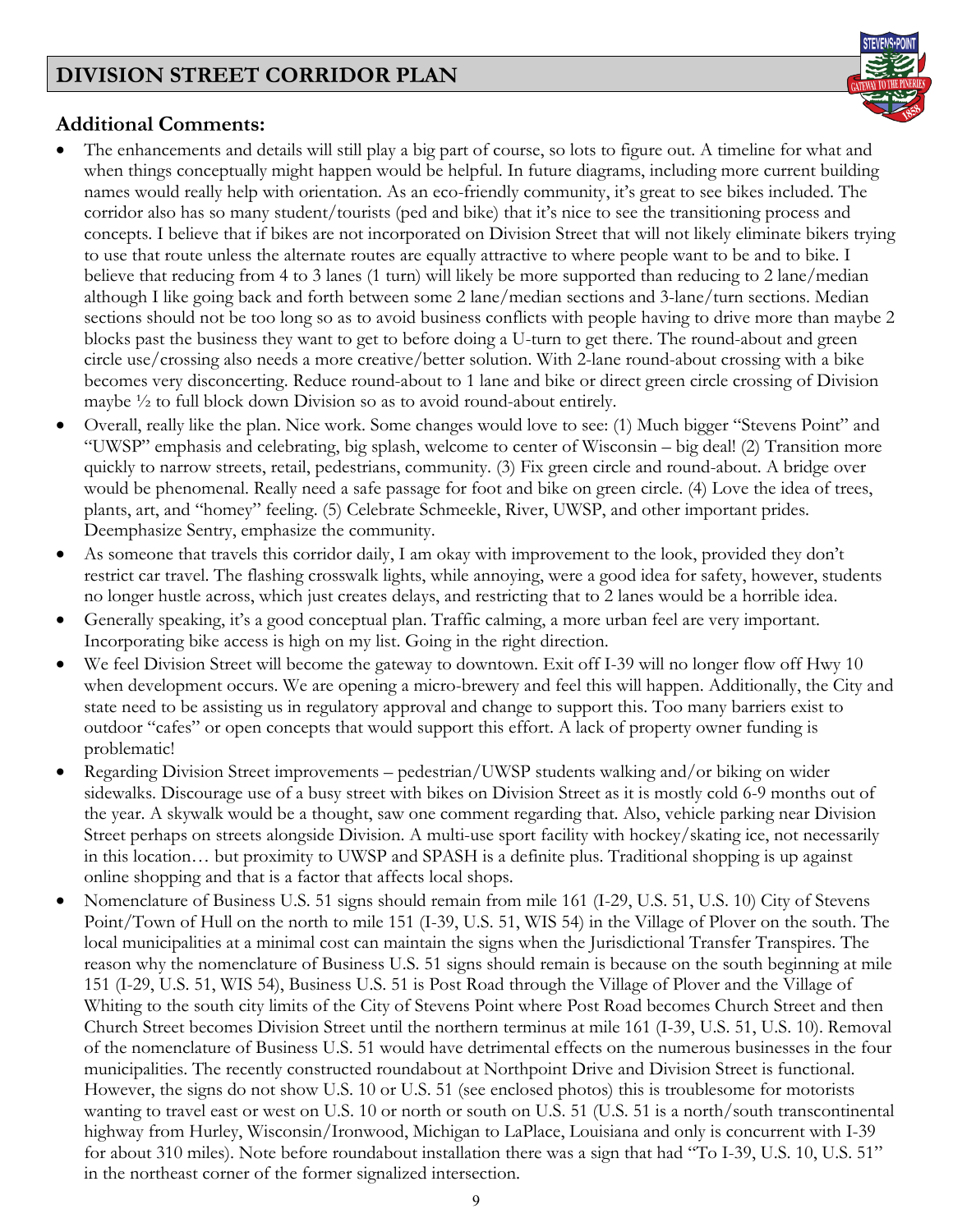# DIVISION STREET CORRIDOR PLAN

## Additional Comments:

- The enhancements and details will still play a big part of course, so lots to figure out. A timeline for what and when things conceptually might happen would be helpful. In future diagrams, including more current building names would really help with orientation. As an eco-friendly community, it's great to see bikes included. The corridor also has so many student/tourists (ped and bike) that it's nice to see the transitioning process and concepts. I believe that if bikes are not incorporated on Division Street that will not likely eliminate bikers trying to use that route unless the alternate routes are equally attractive to where people want to be and to bike. I believe that reducing from 4 to 3 lanes (1 turn) will likely be more supported than reducing to 2 lane/median although I like going back and forth between some 2 lane/median sections and 3-lane/turn sections. Median sections should not be too long so as to avoid business conflicts with people having to drive more than maybe 2 blocks past the business they want to get to before doing a U-turn to get there. The round-about and green circle use/crossing also needs a more creative/better solution. With 2-lane round-about crossing with a bike becomes very disconcerting. Reduce round-about to 1 lane and bike or direct green circle crossing of Division maybe ½ to full block down Division so as to avoid round-about entirely.
- Overall, really like the plan. Nice work. Some changes would love to see: (1) Much bigger "Stevens Point" and "UWSP" emphasis and celebrating, big splash, welcome to center of Wisconsin – big deal! (2) Transition more quickly to narrow streets, retail, pedestrians, community. (3) Fix green circle and round-about. A bridge over would be phenomenal. Really need a safe passage for foot and bike on green circle. (4) Love the idea of trees, plants, art, and "homey" feeling. (5) Celebrate Schmeekle, River, UWSP, and other important prides. Deemphasize Sentry, emphasize the community.
- As someone that travels this corridor daily, I am okay with improvement to the look, provided they don't restrict car travel. The flashing crosswalk lights, while annoying, were a good idea for safety, however, students no longer hustle across, which just creates delays, and restricting that to 2 lanes would be a horrible idea.
- Generally speaking, it's a good conceptual plan. Traffic calming, a more urban feel are very important. Incorporating bike access is high on my list. Going in the right direction.
- We feel Division Street will become the gateway to downtown. Exit off I-39 will no longer flow off Hwy 10 when development occurs. We are opening a micro-brewery and feel this will happen. Additionally, the City and state need to be assisting us in regulatory approval and change to support this. Too many barriers exist to outdoor "cafes" or open concepts that would support this effort. A lack of property owner funding is problematic!
- Regarding Division Street improvements – pedestrian/UWSP students walking and/or biking on wider sidewalks. Discourage use of a busy street with bikes on Division Street as it is mostly cold 6-9 months out of the year. A skywalk would be a thought, saw one comment regarding that. Also, vehicle parking near Division Street perhaps on streets alongside Division. A multi-use sport facility with hockey/skating ice, not necessarily in this location… but proximity to UWSP and SPASH is a definite plus. Traditional shopping is up against online shopping and that is a factor that affects local shops.
- Nomenclature of Business U.S. 51 signs should remain from mile 161 (I-29, U.S. 51, U.S. 10) City of Stevens Point/Town of Hull on the north to mile 151 (I-39, U.S. 51, WIS 54) in the Village of Plover on the south. The local municipalities at a minimal cost can maintain the signs when the Jurisdictional Transfer Transpires. The reason why the nomenclature of Business U.S. 51 signs should remain is because on the south beginning at mile 151 (I-29, U.S. 51, WIS 54), Business U.S. 51 is Post Road through the Village of Plover and the Village of Whiting to the south city limits of the City of Stevens Point where Post Road becomes Church Street and then Church Street becomes Division Street until the northern terminus at mile 161 (I-39, U.S. 51, U.S. 10). Removal of the nomenclature of Business U.S. 51 would have detrimental effects on the numerous businesses in the four municipalities. The recently constructed roundabout at Northpoint Drive and Division Street is functional. However, the signs do not show U.S. 10 or U.S. 51 (see enclosed photos) this is troublesome for motorists wanting to travel east or west on U.S. 10 or north or south on U.S. 51 (U.S. 51 is a north/south transcontinental highway from Hurley, Wisconsin/Ironwood, Michigan to LaPlace, Louisiana and only is concurrent with I-39 for about 310 miles). Note before roundabout installation there was a sign that had "To I-39, U.S. 10, U.S. 51" in the northeast corner of the former signalized intersection.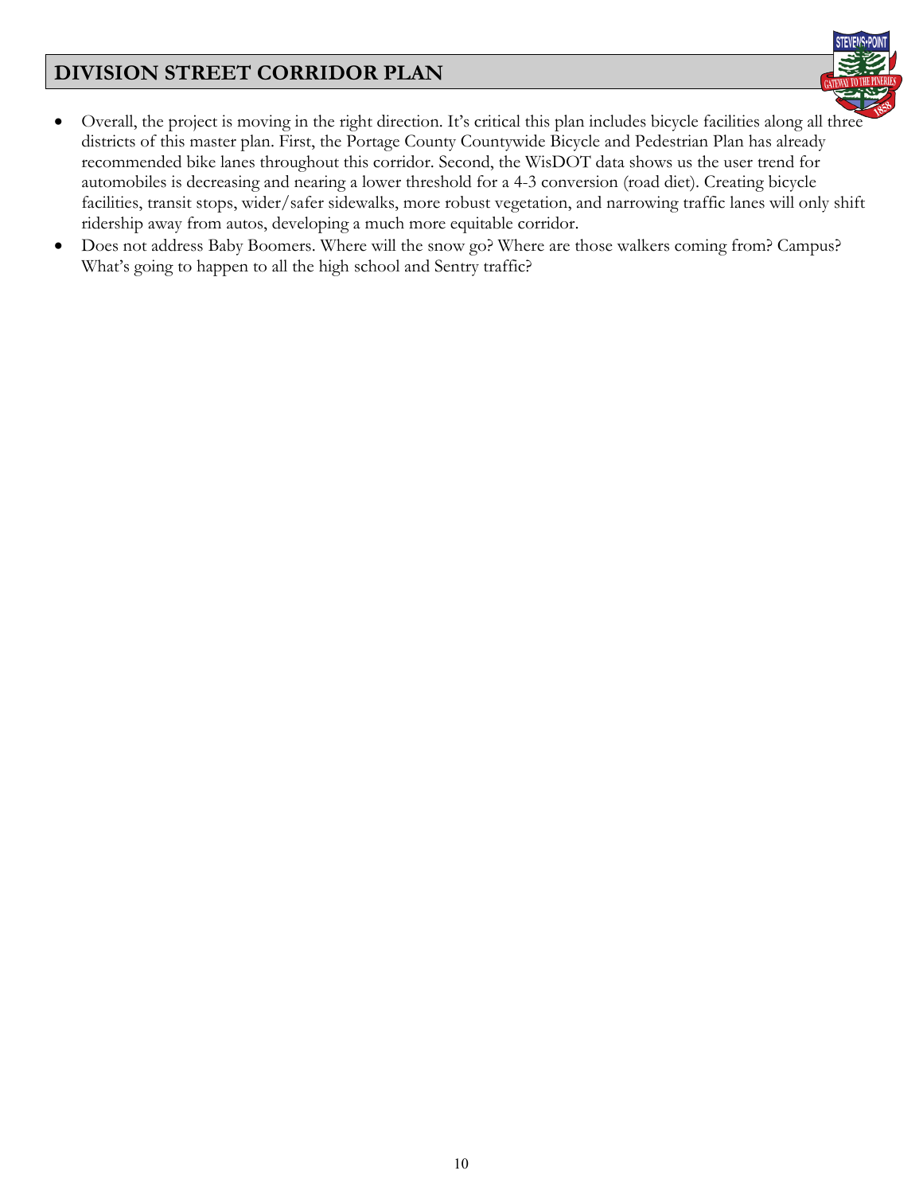## DIVISION STREET CORRIDOR PLAN

- Overall, the project is moving in the right direction. It's critical this plan includes bicycle facilities along all three districts of this master plan. First, the Portage County Countywide Bicycle and Pedestrian Plan has already recommended bike lanes throughout this corridor. Second, the WisDOT data shows us the user trend for automobiles is decreasing and nearing a lower threshold for a 4-3 conversion (road diet). Creating bicycle facilities, transit stops, wider/safer sidewalks, more robust vegetation, and narrowing traffic lanes will only shift ridership away from autos, developing a much more equitable corridor.
- Does not address Baby Boomers. Where will the snow go? Where are those walkers coming from? Campus? What's going to happen to all the high school and Sentry traffic?